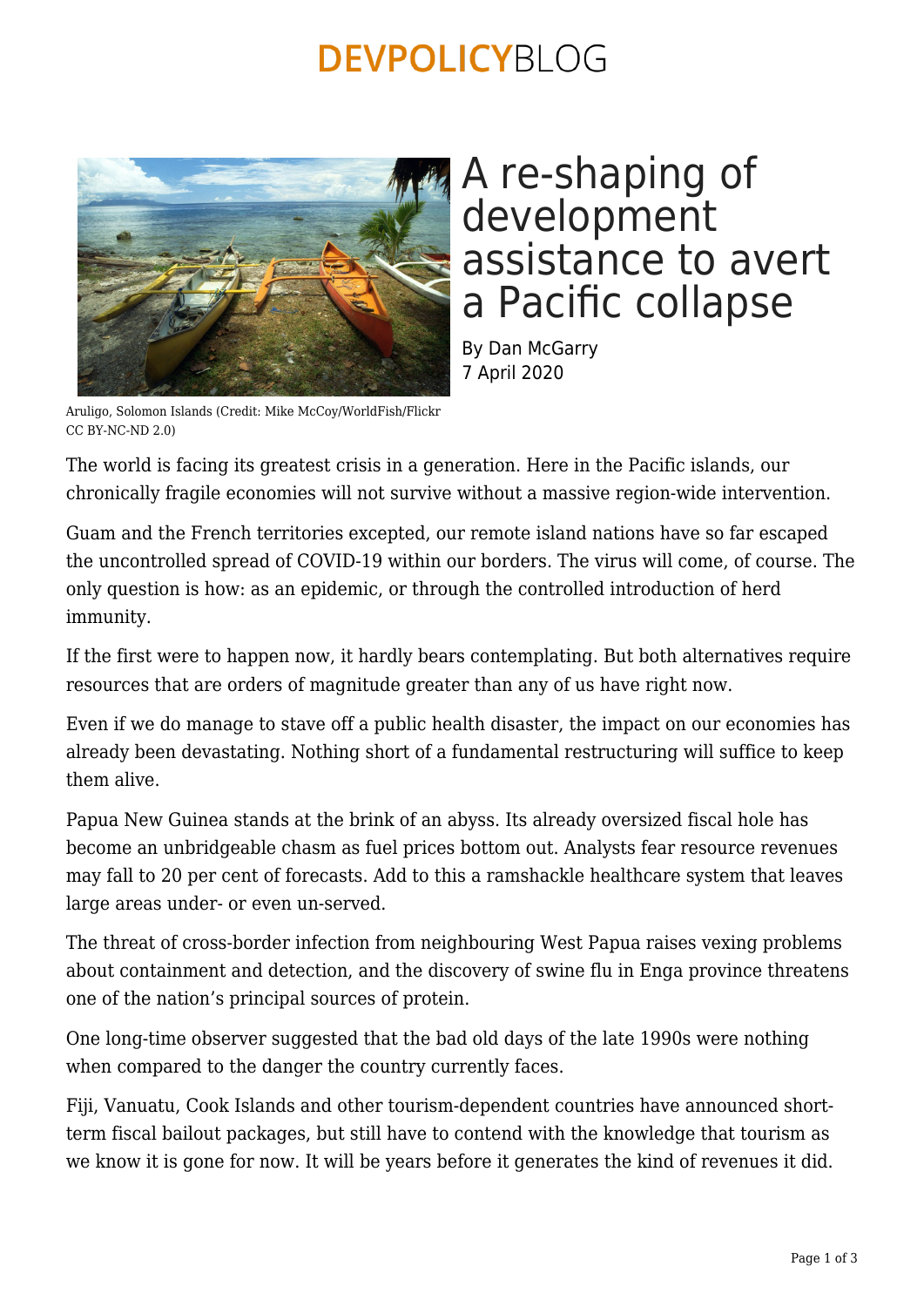# A re-shaping of development assistance to avert a Pacific collapse

By Dan McGarry
7 April 2020

Aruligo, Solomon Islands (Credit: Mike McCoy/WorldFish/Flickr CC BY-NC-ND 2.0)

The world is facing its greatest crisis in a generation. Here in the Pacific islands, our chronically fragile economies will not survive without a massive region-wide intervention.

Guam and the French territories excepted, our remote island nations have so far escaped the uncontrolled spread of COVID-19 within our borders. The virus will come, of course. The only question is how: as an epidemic, or through the controlled introduction of herd immunity.

If the first were to happen now, it hardly bears contemplating. But both alternatives require resources that are orders of magnitude greater than any of us have right now.

Even if we do manage to stave off a public health disaster, the impact on our economies has already been devastating. Nothing short of a fundamental restructuring will suffice to keep them alive.

Papua New Guinea stands at the brink of an abyss. Its already oversized fiscal hole has become an unbridgeable chasm as fuel prices bottom out. Analysts fear resource revenues may fall to 20 per cent of forecasts. Add to this a ramshackle healthcare system that leaves large areas under- or even un-served.

The threat of cross-border infection from neighbouring West Papua raises vexing problems about containment and detection, and the discovery of swine flu in Enga province threatens one of the nation's principal sources of protein.

One long-time observer suggested that the bad old days of the late 1990s were nothing when compared to the danger the country currently faces.

Fiji, Vanuatu, Cook Islands and other tourism-dependent countries have announced short-term fiscal bailout packages, but still have to contend with the knowledge that tourism as we know it is gone for now. It will be years before it generates the kind of revenues it did.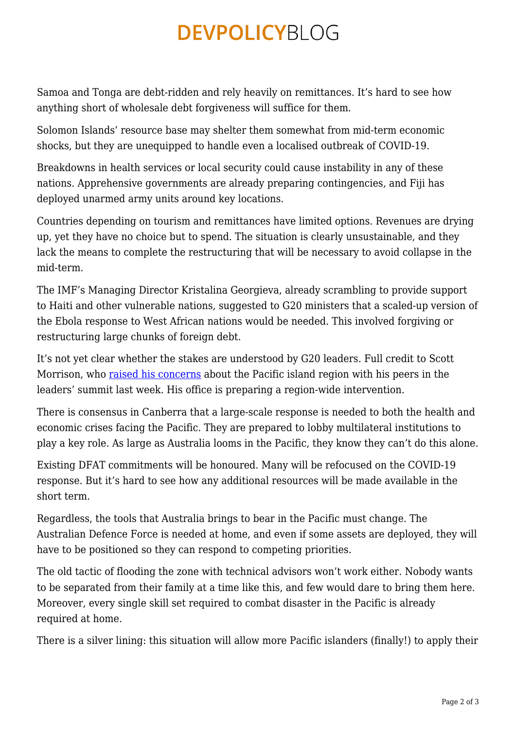Samoa and Tonga are debt-ridden and rely heavily on remittances. It's hard to see how anything short of wholesale debt forgiveness will suffice for them.

Solomon Islands' resource base may shelter them somewhat from mid-term economic shocks, but they are unequipped to handle even a localised outbreak of COVID-19.

Breakdowns in health services or local security could cause instability in any of these nations. Apprehensive governments are already preparing contingencies, and Fiji has deployed unarmed army units around key locations.

Countries depending on tourism and remittances have limited options. Revenues are drying up, yet they have no choice but to spend. The situation is clearly unsustainable, and they lack the means to complete the restructuring that will be necessary to avoid collapse in the mid-term.

The IMF's Managing Director Kristalina Georgieva, already scrambling to provide support to Haiti and other vulnerable nations, suggested to G20 ministers that a scaled-up version of the Ebola response to West African nations would be needed. This involved forgiving or restructuring large chunks of foreign debt.

It's not yet clear whether the stakes are understood by G20 leaders. Full credit to Scott Morrison, who raised his concerns about the Pacific island region with his peers in the leaders' summit last week. His office is preparing a region-wide intervention.

There is consensus in Canberra that a large-scale response is needed to both the health and economic crises facing the Pacific. They are prepared to lobby multilateral institutions to play a key role. As large as Australia looms in the Pacific, they know they can't do this alone.

Existing DFAT commitments will be honoured. Many will be refocused on the COVID-19 response. But it's hard to see how any additional resources will be made available in the short term.

Regardless, the tools that Australia brings to bear in the Pacific must change. The Australian Defence Force is needed at home, and even if some assets are deployed, they will have to be positioned so they can respond to competing priorities.

The old tactic of flooding the zone with technical advisors won't work either. Nobody wants to be separated from their family at a time like this, and few would dare to bring them here. Moreover, every single skill set required to combat disaster in the Pacific is already required at home.

There is a silver lining: this situation will allow more Pacific islanders (finally!) to apply their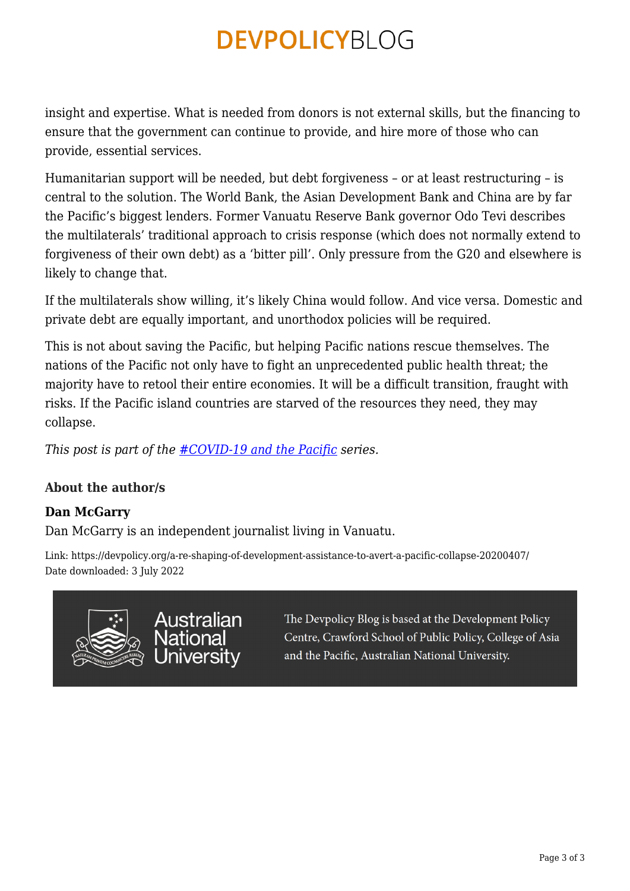insight and expertise. What is needed from donors is not external skills, but the financing to ensure that the government can continue to provide, and hire more of those who can provide, essential services.

Humanitarian support will be needed, but debt forgiveness – or at least restructuring – is central to the solution. The World Bank, the Asian Development Bank and China are by far the Pacific's biggest lenders. Former Vanuatu Reserve Bank governor Odo Tevi describes the multilaterals' traditional approach to crisis response (which does not normally extend to forgiveness of their own debt) as a 'bitter pill'. Only pressure from the G20 and elsewhere is likely to change that.

If the multilaterals show willing, it's likely China would follow. And vice versa. Domestic and private debt are equally important, and unorthodox policies will be required.

This is not about saving the Pacific, but helping Pacific nations rescue themselves. The nations of the Pacific not only have to fight an unprecedented public health threat; the majority have to retool their entire economies. It will be a difficult transition, fraught with risks. If the Pacific island countries are starved of the resources they need, they may collapse.

*This post is part of the [#COVID-19 and the Pacific](#) series.*

### About the author/s

**Dan McGarry**
Dan McGarry is an independent journalist living in Vanuatu.

Link: https://devpolicy.org/a-re-shaping-of-development-assistance-to-avert-a-pacific-collapse-20200407/
Date downloaded: 3 July 2022

Australian National University

The Devpolicy Blog is based at the Development Policy Centre, Crawford School of Public Policy, College of Asia and the Pacific, Australian National University.